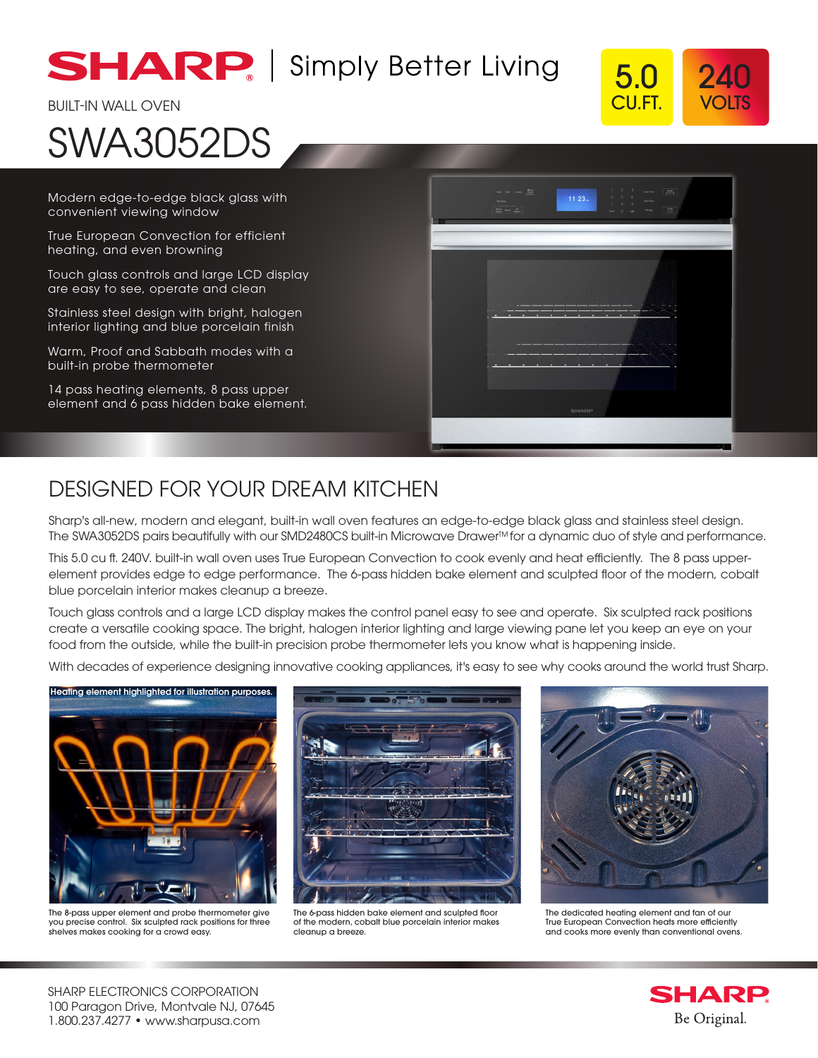**SHARP** | Simply Better Living

5.0 CU.FT.

240 VOLTS

BUILT-IN WALL OVEN

# SWA3052DS

- Modern edge-to-edge black glass with convenient viewing window
- True European Convection for efficient heating, and even browning
- Touch glass controls and large LCD display are easy to see, operate and clean
- Stainless steel design with bright, halogen interior lighting and blue porcelain finish
- Warm, Proof and Sabbath modes with a built-in probe thermometer
- 14 pass heating elements, 8 pass upper element and 6 pass hidden bake element.

## DESIGNED FOR YOUR DREAM KITCHEN

Sharp's all-new, modern and elegant, built-in wall oven features an edge-to-edge black glass and stainless steel design. The SWA3052DS pairs beautifully with our SMD2480CS built-in Microwave Drawer™ for a dynamic duo of style and performance.

This 5.0 cu ft. 240V. built-in wall oven uses True European Convection to cook evenly and heat efficiently. The 8 pass upper-element provides edge to edge performance. The 6-pass hidden bake element and sculpted floor of the modern, cobalt blue porcelain interior makes cleanup a breeze.

Touch glass controls and a large LCD display makes the control panel easy to see and operate. Six sculpted rack positions create a versatile cooking space. The bright, halogen interior lighting and large viewing pane let you keep an eye on your food from the outside, while the built-in precision probe thermometer lets you know what is happening inside.

With decades of experience designing innovative cooking appliances, it's easy to see why cooks around the world trust Sharp.

Heating element highlighted for illustration purposes.

The 8-pass upper element and probe thermometer give you precise control. Six sculpted rack positions for three shelves makes cooking for a crowd easy.

The 6-pass hidden bake element and sculpted floor of the modern, cobalt blue porcelain interior makes cleanup a breeze.

The dedicated heating element and fan of our True European Convection heats more efficiently and cooks more evenly than conventional ovens.

SHARP ELECTRONICS CORPORATION
100 Paragon Drive, Montvale NJ, 07645
1.800.237.4277 • www.sharpusa.com

SHARP Be Original.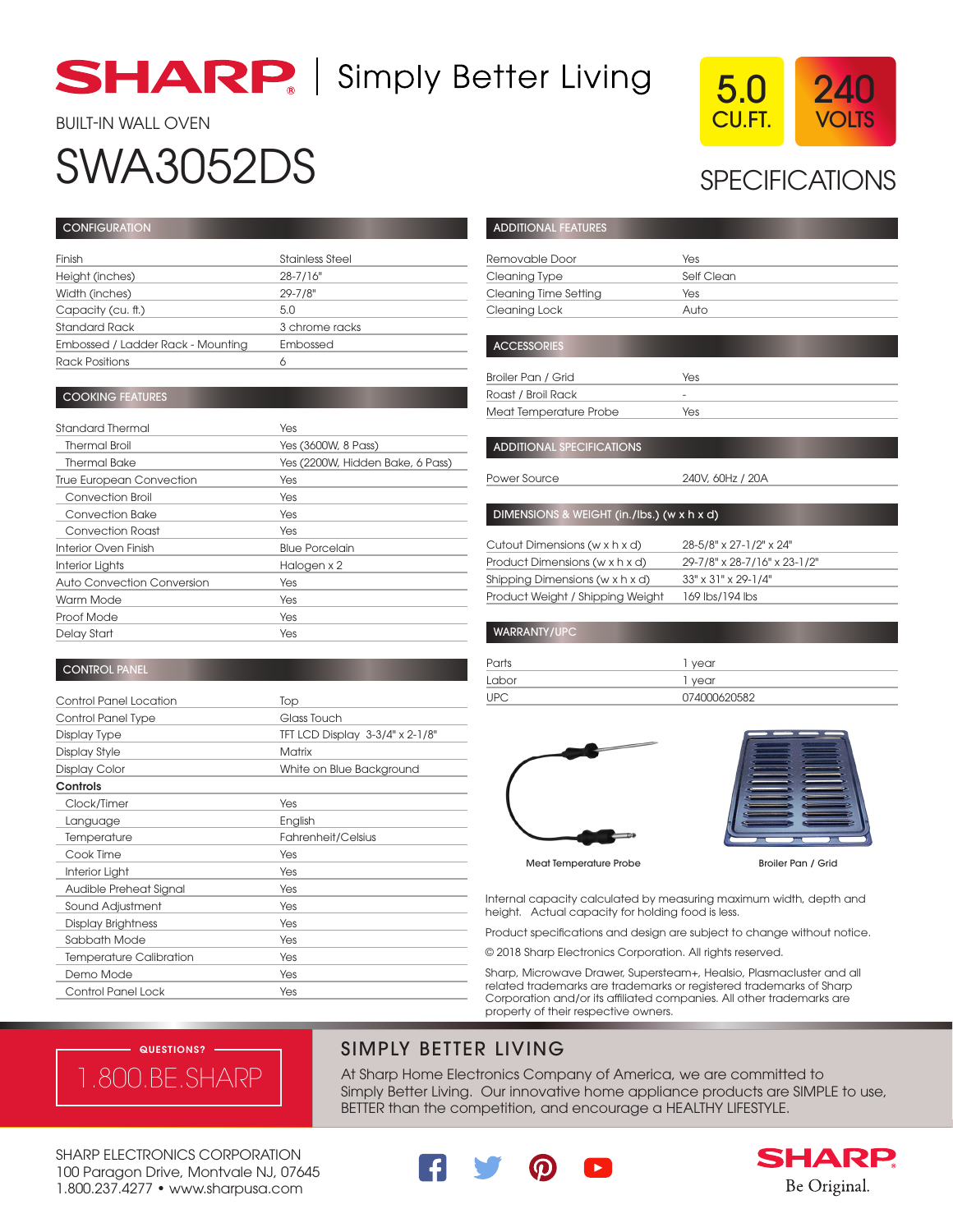# SHARP | Simply Better Living

BUILT-IN WALL OVEN

# SWA3052DS

5.0 CU.FT. | 240 VOLTS

## SPECIFICATIONS

### CONFIGURATION

| | |
|---|---|
| Finish | Stainless Steel |
| Height (inches) | 28-7/16" |
| Width (inches) | 29-7/8" |
| Capacity (cu. ft.) | 5.0 |
| Standard Rack | 3 chrome racks |
| Embossed / Ladder Rack - Mounting | Embossed |
| Rack Positions | 6 |

### COOKING FEATURES

| | |
|---|---|
| Standard Thermal | Yes |
| Thermal Broil | Yes (3600W, 8 Pass) |
| Thermal Bake | Yes (2200W, Hidden Bake, 6 Pass) |
| True European Convection | Yes |
| Convection Broil | Yes |
| Convection Bake | Yes |
| Convection Roast | Yes |
| Interior Oven Finish | Blue Porcelain |
| Interior Lights | Halogen x 2 |
| Auto Convection Conversion | Yes |
| Warm Mode | Yes |
| Proof Mode | Yes |
| Delay Start | Yes |

### CONTROL PANEL

| | |
|---|---|
| Control Panel Location | Top |
| Control Panel Type | Glass Touch |
| Display Type | TFT LCD Display 3-3/4" x 2-1/8" |
| Display Style | Matrix |
| Display Color | White on Blue Background |
| **Controls** | |
| Clock/Timer | Yes |
| Language | English |
| Temperature | Fahrenheit/Celsius |
| Cook Time | Yes |
| Interior Light | Yes |
| Audible Preheat Signal | Yes |
| Sound Adjustment | Yes |
| Display Brightness | Yes |
| Sabbath Mode | Yes |
| Temperature Calibration | Yes |
| Demo Mode | Yes |
| Control Panel Lock | Yes |

### ADDITIONAL FEATURES

| | |
|---|---|
| Removable Door | Yes |
| Cleaning Type | Self Clean |
| Cleaning Time Setting | Yes |
| Cleaning Lock | Auto |

### ACCESSORIES

| | |
|---|---|
| Broiler Pan / Grid | Yes |
| Roast / Broil Rack | - |
| Meat Temperature Probe | Yes |

### ADDITIONAL SPECIFICATIONS

| | |
|---|---|
| Power Source | 240V, 60Hz / 20A |

### DIMENSIONS & WEIGHT (in./lbs.) (w x h x d)

| | |
|---|---|
| Cutout Dimensions (w x h x d) | 28-5/8" x 27-1/2" x 24" |
| Product Dimensions (w x h x d) | 29-7/8" x 28-7/16" x 23-1/2" |
| Shipping Dimensions (w x h x d) | 33" x 31" x 29-1/4" |
| Product Weight / Shipping Weight | 169 lbs/194 lbs |

### WARRANTY/UPC

| | |
|---|---|
| Parts | 1 year |
| Labor | 1 year |
| UPC | 074000620582 |

Meat Temperature Probe

Broiler Pan / Grid

Internal capacity calculated by measuring maximum width, depth and height. Actual capacity for holding food is less.

Product specifications and design are subject to change without notice.

© 2018 Sharp Electronics Corporation. All rights reserved.

Sharp, Microwave Drawer, Supersteam+, Healsio, Plasmacluster and all related trademarks are trademarks or registered trademarks of Sharp Corporation and/or its affiliated companies. All other trademarks are property of their respective owners.

QUESTIONS?

1.800.BE.SHARP

## SIMPLY BETTER LIVING

At Sharp Home Electronics Company of America, we are committed to Simply Better Living. Our innovative home appliance products are SIMPLE to use, BETTER than the competition, and encourage a HEALTHY LIFESTYLE.

SHARP ELECTRONICS CORPORATION
100 Paragon Drive, Montvale NJ, 07645
1.800.237.4277 • www.sharpusa.com

SHARP Be Original.